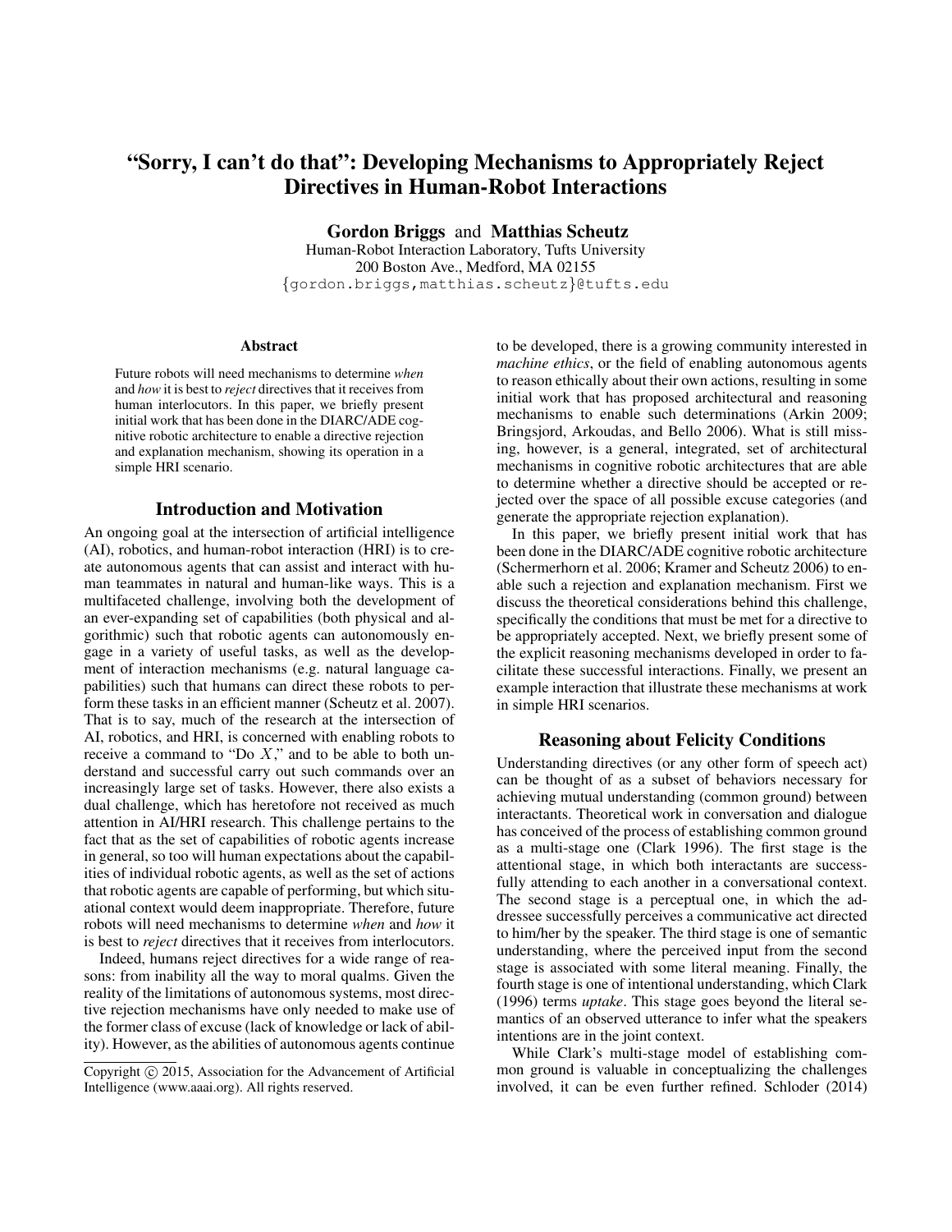# "Sorry, I can't do that": Developing Mechanisms to Appropriately Reject Directives in Human-Robot Interactions

**Gordon Briggs** and **Matthias Scheutz**

Human-Robot Interaction Laboratory, Tufts University
200 Boston Ave., Medford, MA 02155
{gordon.briggs,matthias.scheutz}@tufts.edu

### Abstract

Future robots will need mechanisms to determine *when* and *how* it is best to *reject* directives that it receives from human interlocutors. In this paper, we briefly present initial work that has been done in the DIARC/ADE cognitive robotic architecture to enable a directive rejection and explanation mechanism, showing its operation in a simple HRI scenario.

## Introduction and Motivation

An ongoing goal at the intersection of artificial intelligence (AI), robotics, and human-robot interaction (HRI) is to create autonomous agents that can assist and interact with human teammates in natural and human-like ways. This is a multifaceted challenge, involving both the development of an ever-expanding set of capabilities (both physical and algorithmic) such that robotic agents can autonomously engage in a variety of useful tasks, as well as the development of interaction mechanisms (e.g. natural language capabilities) such that humans can direct these robots to perform these tasks in an efficient manner (Scheutz et al. 2007). That is to say, much of the research at the intersection of AI, robotics, and HRI, is concerned with enabling robots to receive a command to "Do $X$," and to be able to both understand and successful carry out such commands over an increasingly large set of tasks. However, there also exists a dual challenge, which has heretofore not received as much attention in AI/HRI research. This challenge pertains to the fact that as the set of capabilities of robotic agents increase in general, so too will human expectations about the capabilities of individual robotic agents, as well as the set of actions that robotic agents are capable of performing, but which situational context would deem inappropriate. Therefore, future robots will need mechanisms to determine *when* and *how* it is best to *reject* directives that it receives from interlocutors.

Indeed, humans reject directives for a wide range of reasons: from inability all the way to moral qualms. Given the reality of the limitations of autonomous systems, most directive rejection mechanisms have only needed to make use of the former class of excuse (lack of knowledge or lack of ability). However, as the abilities of autonomous agents continue to be developed, there is a growing community interested in *machine ethics*, or the field of enabling autonomous agents to reason ethically about their own actions, resulting in some initial work that has proposed architectural and reasoning mechanisms to enable such determinations (Arkin 2009; Bringsjord, Arkoudas, and Bello 2006). What is still missing, however, is a general, integrated, set of architectural mechanisms in cognitive robotic architectures that are able to determine whether a directive should be accepted or rejected over the space of all possible excuse categories (and generate the appropriate rejection explanation).

In this paper, we briefly present initial work that has been done in the DIARC/ADE cognitive robotic architecture (Schermerhorn et al. 2006; Kramer and Scheutz 2006) to enable such a rejection and explanation mechanism. First we discuss the theoretical considerations behind this challenge, specifically the conditions that must be met for a directive to be appropriately accepted. Next, we briefly present some of the explicit reasoning mechanisms developed in order to facilitate these successful interactions. Finally, we present an example interaction that illustrate these mechanisms at work in simple HRI scenarios.

## Reasoning about Felicity Conditions

Understanding directives (or any other form of speech act) can be thought of as a subset of behaviors necessary for achieving mutual understanding (common ground) between interactants. Theoretical work in conversation and dialogue has conceived of the process of establishing common ground as a multi-stage one (Clark 1996). The first stage is the attentional stage, in which both interactants are successfully attending to each another in a conversational context. The second stage is a perceptual one, in which the addressee successfully perceives a communicative act directed to him/her by the speaker. The third stage is one of semantic understanding, where the perceived input from the second stage is associated with some literal meaning. Finally, the fourth stage is one of intentional understanding, which Clark (1996) terms *uptake*. This stage goes beyond the literal semantics of an observed utterance to infer what the speakers intentions are in the joint context.

While Clark's multi-stage model of establishing common ground is valuable in conceptualizing the challenges involved, it can be even further refined. Schloder (2014)

Copyright © 2015, Association for the Advancement of Artificial Intelligence (www.aaai.org). All rights reserved.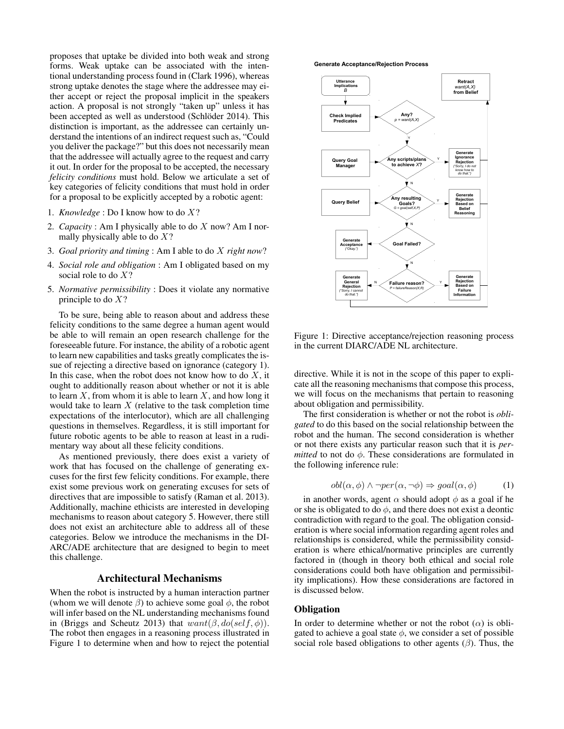proposes that uptake be divided into both weak and strong forms. Weak uptake can be associated with the intentional understanding process found in (Clark 1996), whereas strong uptake denotes the stage where the addressee may either accept or reject the proposal implicit in the speakers action. A proposal is not strongly "taken up" unless it has been accepted as well as understood (Schlöder 2014). This distinction is important, as the addressee can certainly understand the intentions of an indirect request such as, "Could you deliver the package?" but this does not necessarily mean that the addressee will actually agree to the request and carry it out. In order for the proposal to be accepted, the necessary *felicity conditions* must hold. Below we articulate a set of key categories of felicity conditions that must hold in order for a proposal to be explicitly accepted by a robotic agent:

1. *Knowledge* : Do I know how to do $X$?
2. *Capacity* : Am I physically able to do $X$ now? Am I normally physically able to do $X$?
3. *Goal priority and timing* : Am I able to do $X$ *right now*?
4. *Social role and obligation* : Am I obligated based on my social role to do $X$?
5. *Normative permissibility* : Does it violate any normative principle to do $X$?

To be sure, being able to reason about and address these felicity conditions to the same degree a human agent would be able to will remain an open research challenge for the foreseeable future. For instance, the ability of a robotic agent to learn new capabilities and tasks greatly complicates the issue of rejecting a directive based on ignorance (category 1). In this case, when the robot does not know how to do $X$, it ought to additionally reason about whether or not it is able to learn $X$, from whom it is able to learn $X$, and how long it would take to learn $X$ (relative to the task completion time expectations of the interlocutor), which are all challenging questions in themselves. Regardless, it is still important for future robotic agents to be able to reason at least in a rudimentary way about all these felicity conditions.

As mentioned previously, there does exist a variety of work that has focused on the challenge of generating excuses for the first few felicity conditions. For example, there exist some previous work on generating excuses for sets of directives that are impossible to satisfy (Raman et al. 2013). Additionally, machine ethicists are interested in developing mechanisms to reason about category 5. However, there still does not exist an architecture able to address all of these categories. Below we introduce the mechanisms in the DIARC/ADE architecture that are designed to begin to meet this challenge.

## Architectural Mechanisms

When the robot is instructed by a human interaction partner (whom we will denote $\beta$) to achieve some goal $\phi$, the robot will infer based on the NL understanding mechanisms found in (Briggs and Scheutz 2013) that $want(\beta, do(self, \phi))$. The robot then engages in a reasoning process illustrated in Figure 1 to determine when and how to reject the potential directive. While it is not in the scope of this paper to explicate all the reasoning mechanisms that compose this process, we will focus on the mechanisms that pertain to reasoning about obligation and permissibility.

**Generate Acceptance/Rejection Process**

Figure 1: Directive acceptance/rejection reasoning process in the current DIARC/ADE NL architecture.

The first consideration is whether or not the robot is *obligated* to do this based on the social relationship between the robot and the human. The second consideration is whether or not there exists any particular reason such that it is *permitted* to not do $\phi$. These considerations are formulated in the following inference rule:

$$obl(\alpha, \phi) \land \neg per(\alpha, \neg\phi) \Rightarrow goal(\alpha, \phi) \qquad (1)$$

in another words, agent $\alpha$ should adopt $\phi$ as a goal if he or she is obligated to do $\phi$, and there does not exist a deontic contradiction with regard to the goal. The obligation consideration is where social information regarding agent roles and relationships is considered, while the permissibility consideration is where ethical/normative principles are currently factored in (though in theory both ethical and social role considerations could both have obligation and permissibility implications). How these considerations are factored in is discussed below.

### Obligation

In order to determine whether or not the robot ($\alpha$) is obligated to achieve a goal state $\phi$, we consider a set of possible social role based obligations to other agents ($\beta$). Thus, the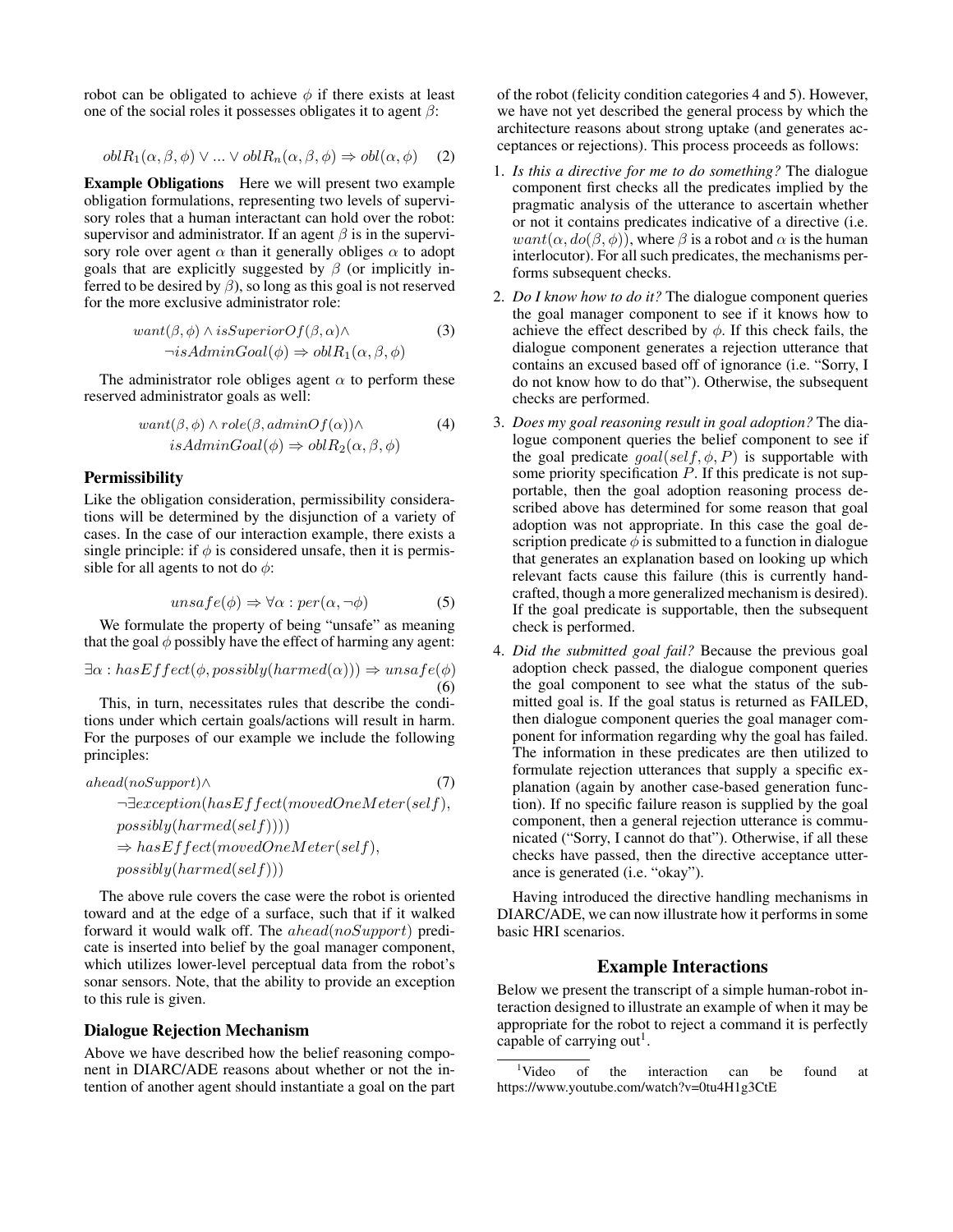robot can be obligated to achieve $\phi$ if there exists at least one of the social roles it possesses obligates it to agent $\beta$:

$$oblR_1(\alpha, \beta, \phi) \vee ... \vee oblR_n(\alpha, \beta, \phi) \Rightarrow obl(\alpha, \phi) \quad (2)$$

**Example Obligations** Here we will present two example obligation formulations, representing two levels of supervisory roles that a human interactant can hold over the robot: supervisor and administrator. If an agent $\beta$ is in the supervisory role over agent $\alpha$ than it generally obliges $\alpha$ to adopt goals that are explicitly suggested by $\beta$ (or implicitly inferred to be desired by $\beta$), so long as this goal is not reserved for the more exclusive administrator role:

$$\begin{aligned} &want(\beta, \phi) \wedge isSuperiorOf(\beta, \alpha) \wedge \\ &\neg isAdminGoal(\phi) \Rightarrow oblR_1(\alpha, \beta, \phi) \end{aligned} \quad (3)$$

The administrator role obliges agent $\alpha$ to perform these reserved administrator goals as well:

$$\begin{aligned} &want(\beta, \phi) \wedge role(\beta, adminOf(\alpha)) \wedge \\ &isAdminGoal(\phi) \Rightarrow oblR_2(\alpha, \beta, \phi) \end{aligned} \quad (4)$$

### Permissibility

Like the obligation consideration, permissibility considerations will be determined by the disjunction of a variety of cases. In the case of our interaction example, there exists a single principle: if $\phi$ is considered unsafe, then it is permissible for all agents to not do $\phi$:

$$unsafe(\phi) \Rightarrow \forall \alpha : per(\alpha, \neg \phi) \quad (5)$$

We formulate the property of being "unsafe" as meaning that the goal $\phi$ possibly have the effect of harming any agent:

$$\exists \alpha : hasEffect(\phi, possibly(harmed(\alpha))) \Rightarrow unsafe(\phi) \quad (6)$$

This, in turn, necessitates rules that describe the conditions under which certain goals/actions will result in harm. For the purposes of our example we include the following principles:

$$\begin{aligned} &ahead(noSupport) \wedge \\ &\quad \neg \exists exception(hasEffect(movedOneMeter(self), \\ &\quad possibly(harmed(self)))) \\ &\quad \Rightarrow hasEffect(movedOneMeter(self), \\ &\quad possibly(harmed(self))) \end{aligned} \quad (7)$$

The above rule covers the case were the robot is oriented toward and at the edge of a surface, such that if it walked forward it would walk off. The $ahead(noSupport)$ predicate is inserted into belief by the goal manager component, which utilizes lower-level perceptual data from the robot's sonar sensors. Note, that the ability to provide an exception to this rule is given.

### Dialogue Rejection Mechanism

Above we have described how the belief reasoning component in DIARC/ADE reasons about whether or not the intention of another agent should instantiate a goal on the part of the robot (felicity condition categories 4 and 5). However, we have not yet described the general process by which the architecture reasons about strong uptake (and generates acceptances or rejections). This process proceeds as follows:

1. *Is this a directive for me to do something?* The dialogue component first checks all the predicates implied by the pragmatic analysis of the utterance to ascertain whether or not it contains predicates indicative of a directive (i.e. $want(\alpha, do(\beta, \phi))$, where $\beta$ is a robot and $\alpha$ is the human interlocutor). For all such predicates, the mechanisms performs subsequent checks.
2. *Do I know how to do it?* The dialogue component queries the goal manager component to see if it knows how to achieve the effect described by $\phi$. If this check fails, the dialogue component generates a rejection utterance that contains an excused based off of ignorance (i.e. "Sorry, I do not know how to do that"). Otherwise, the subsequent checks are performed.
3. *Does my goal reasoning result in goal adoption?* The dialogue component queries the belief component to see if the goal predicate $goal(self, \phi, P)$ is supportable with some priority specification $P$. If this predicate is not supportable, then the goal adoption reasoning process described above has determined for some reason that goal adoption was not appropriate. In this case the goal description predicate $\phi$ is submitted to a function in dialogue that generates an explanation based on looking up which relevant facts cause this failure (this is currently handcrafted, though a more generalized mechanism is desired). If the goal predicate is supportable, then the subsequent check is performed.
4. *Did the submitted goal fail?* Because the previous goal adoption check passed, the dialogue component queries the goal component to see what the status of the submitted goal is. If the goal status is returned as FAILED, then dialogue component queries the goal manager component for information regarding why the goal has failed. The information in these predicates are then utilized to formulate rejection utterances that supply a specific explanation (again by another case-based generation function). If no specific failure reason is supplied by the goal component, then a general rejection utterance is communicated ("Sorry, I cannot do that"). Otherwise, if all these checks have passed, then the directive acceptance utterance is generated (i.e. "okay").

Having introduced the directive handling mechanisms in DIARC/ADE, we can now illustrate how it performs in some basic HRI scenarios.

## Example Interactions

Below we present the transcript of a simple human-robot interaction designed to illustrate an example of when it may be appropriate for the robot to reject a command it is perfectly capable of carrying out[1].

[1] Video of the interaction can be found at https://www.youtube.com/watch?v=0tu4H1g3CtE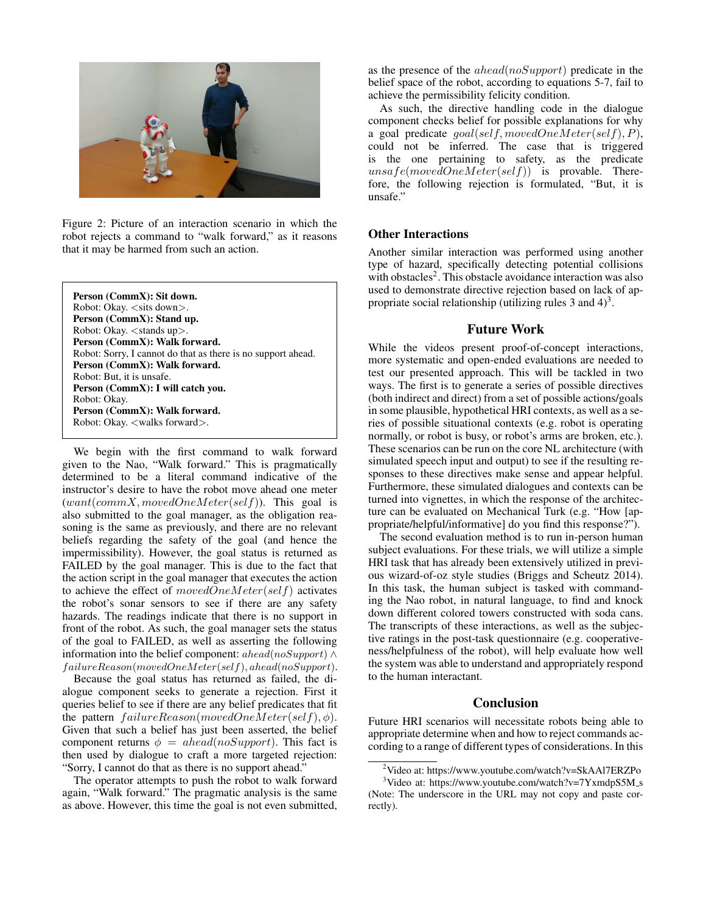Figure 2: Picture of an interaction scenario in which the robot rejects a command to "walk forward," as it reasons that it may be harmed from such an action.

**Person (CommX): Sit down.**
Robot: Okay. <sits down>.
**Person (CommX): Stand up.**
Robot: Okay. <stands up>.
**Person (CommX): Walk forward.**
Robot: Sorry, I cannot do that as there is no support ahead.
**Person (CommX): Walk forward.**
Robot: But, it is unsafe.
**Person (CommX): I will catch you.**
Robot: Okay.
**Person (CommX): Walk forward.**
Robot: Okay. <walks forward>.

We begin with the first command to walk forward given to the Nao, "Walk forward." This is pragmatically determined to be a literal command indicative of the instructor's desire to have the robot move ahead one meter ($want(commX, movedOneMeter(self))$. This goal is also submitted to the goal manager, as the obligation reasoning is the same as previously, and there are no relevant beliefs regarding the safety of the goal (and hence the impermissibility). However, the goal status is returned as FAILED by the goal manager. This is due to the fact that the action script in the goal manager that executes the action to achieve the effect of $movedOneMeter(self)$ activates the robot's sonar sensors to see if there are any safety hazards. The readings indicate that there is no support in front of the robot. As such, the goal manager sets the status of the goal to FAILED, as well as asserting the following information into the belief component: $ahead(noSupport) \wedge failureReason(movedOneMeter(self), ahead(noSupport)$.

Because the goal status has returned as failed, the dialogue component seeks to generate a rejection. First it queries belief to see if there are any belief predicates that fit the pattern $failureReason(movedOneMeter(self), \phi)$. Given that such a belief has just been asserted, the belief component returns $\phi = ahead(noSupport)$. This fact is then used by dialogue to craft a more targeted rejection: "Sorry, I cannot do that as there is no support ahead."

The operator attempts to push the robot to walk forward again, "Walk forward." The pragmatic analysis is the same as above. However, this time the goal is not even submitted, as the presence of the $ahead(noSupport)$ predicate in the belief space of the robot, according to equations 5-7, fail to achieve the permissibility felicity condition.

As such, the directive handling code in the dialogue component checks belief for possible explanations for why a goal predicate $goal(self, movedOneMeter(self), P)$, could not be inferred. The case that is triggered is the one pertaining to safety, as the predicate $unsafe(movedOneMeter(self))$ is provable. Therefore, the following rejection is formulated, "But, it is unsafe."

### Other Interactions

Another similar interaction was performed using another type of hazard, specifically detecting potential collisions with obstacles[2]. This obstacle avoidance interaction was also used to demonstrate directive rejection based on lack of appropriate social relationship (utilizing rules 3 and 4)[3].

## Future Work

While the videos present proof-of-concept interactions, more systematic and open-ended evaluations are needed to test our presented approach. This will be tackled in two ways. The first is to generate a series of possible directives (both indirect and direct) from a set of possible actions/goals in some plausible, hypothetical HRI contexts, as well as a series of possible situational contexts (e.g. robot is operating normally, or robot is busy, or robot's arms are broken, etc.). These scenarios can be run on the core NL architecture (with simulated speech input and output) to see if the resulting responses to these directives make sense and appear helpful. Furthermore, these simulated dialogues and contexts can be turned into vignettes, in which the response of the architecture can be evaluated on Mechanical Turk (e.g. "How [appropriate/helpful/informative] do you find this response?").

The second evaluation method is to run in-person human subject evaluations. For these trials, we will utilize a simple HRI task that has already been extensively utilized in previous wizard-of-oz style studies (Briggs and Scheutz 2014). In this task, the human subject is tasked with commanding the Nao robot, in natural language, to find and knock down different colored towers constructed with soda cans. The transcripts of these interactions, as well as the subjective ratings in the post-task questionnaire (e.g. cooperativeness/helpfulness of the robot), will help evaluate how well the system was able to understand and appropriately respond to the human interactant.

## Conclusion

Future HRI scenarios will necessitate robots being able to appropriate determine when and how to reject commands according to a range of different types of considerations. In this

[2]Video at: https://www.youtube.com/watch?v=SkAAl7ERZPo

[3]Video at: https://www.youtube.com/watch?v=7YxmdpS5M_s (Note: The underscore in the URL may not copy and paste correctly).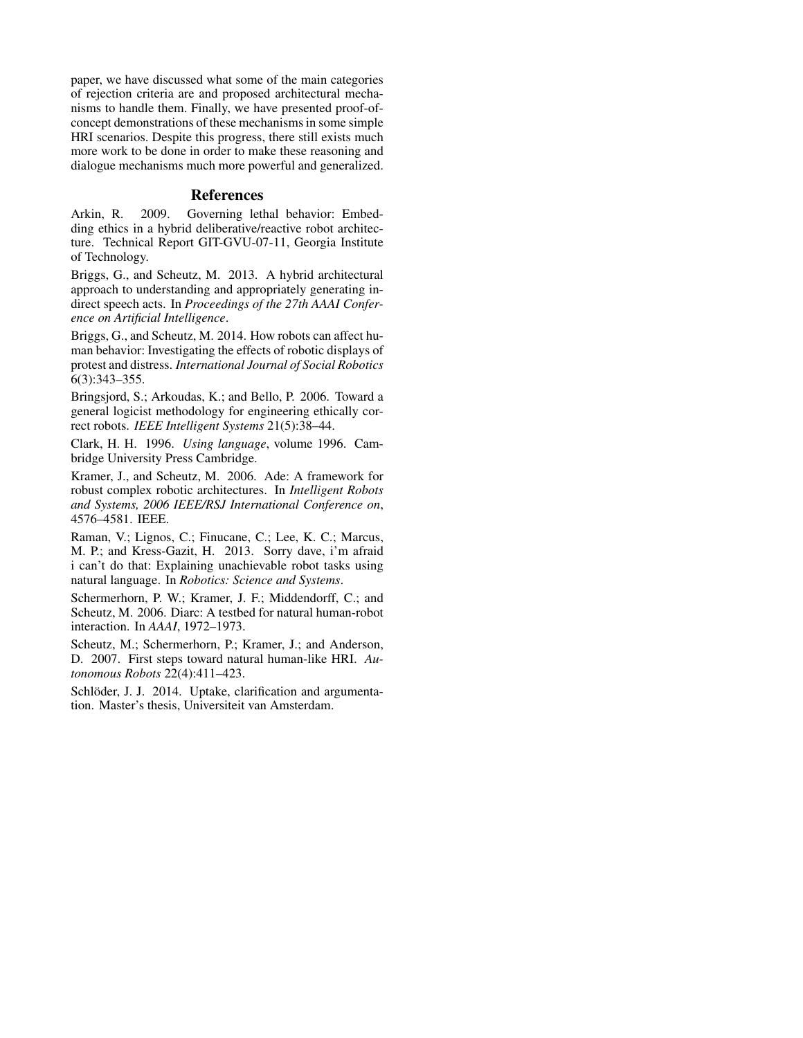paper, we have discussed what some of the main categories of rejection criteria are and proposed architectural mechanisms to handle them. Finally, we have presented proof-of-concept demonstrations of these mechanisms in some simple HRI scenarios. Despite this progress, there still exists much more work to be done in order to make these reasoning and dialogue mechanisms much more powerful and generalized.

## References

Arkin, R. 2009. Governing lethal behavior: Embedding ethics in a hybrid deliberative/reactive robot architecture. Technical Report GIT-GVU-07-11, Georgia Institute of Technology.

Briggs, G., and Scheutz, M. 2013. A hybrid architectural approach to understanding and appropriately generating indirect speech acts. In *Proceedings of the 27th AAAI Conference on Artificial Intelligence*.

Briggs, G., and Scheutz, M. 2014. How robots can affect human behavior: Investigating the effects of robotic displays of protest and distress. *International Journal of Social Robotics* 6(3):343–355.

Bringsjord, S.; Arkoudas, K.; and Bello, P. 2006. Toward a general logicist methodology for engineering ethically correct robots. *IEEE Intelligent Systems* 21(5):38–44.

Clark, H. H. 1996. *Using language*, volume 1996. Cambridge University Press Cambridge.

Kramer, J., and Scheutz, M. 2006. Ade: A framework for robust complex robotic architectures. In *Intelligent Robots and Systems, 2006 IEEE/RSJ International Conference on*, 4576–4581. IEEE.

Raman, V.; Lignos, C.; Finucane, C.; Lee, K. C.; Marcus, M. P.; and Kress-Gazit, H. 2013. Sorry dave, i'm afraid i can't do that: Explaining unachievable robot tasks using natural language. In *Robotics: Science and Systems*.

Schermerhorn, P. W.; Kramer, J. F.; Middendorff, C.; and Scheutz, M. 2006. Diarc: A testbed for natural human-robot interaction. In *AAAI*, 1972–1973.

Scheutz, M.; Schermerhorn, P.; Kramer, J.; and Anderson, D. 2007. First steps toward natural human-like HRI. *Autonomous Robots* 22(4):411–423.

Schlöder, J. J. 2014. Uptake, clarification and argumentation. Master's thesis, Universiteit van Amsterdam.